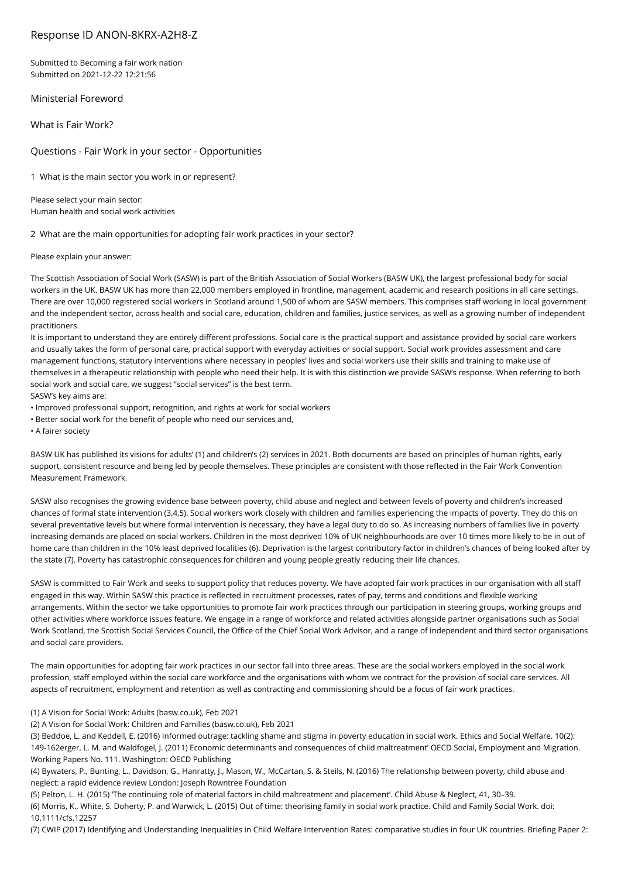# Response ID ANON-8KRX-A2H8-Z

Submitted to Becoming a fair work nation
Submitted on 2021-12-22 12:21:56

## Ministerial Foreword

## What is Fair Work?

## Questions - Fair Work in your sector - Opportunities

1 What is the main sector you work in or represent?

Please select your main sector:
Human health and social work activities

2 What are the main opportunities for adopting fair work practices in your sector?

Please explain your answer:

The Scottish Association of Social Work (SASW) is part of the British Association of Social Workers (BASW UK), the largest professional body for social workers in the UK. BASW UK has more than 22,000 members employed in frontline, management, academic and research positions in all care settings. There are over 10,000 registered social workers in Scotland around 1,500 of whom are SASW members. This comprises staff working in local government and the independent sector, across health and social care, education, children and families, justice services, as well as a growing number of independent practitioners.
It is important to understand they are entirely different professions. Social care is the practical support and assistance provided by social care workers and usually takes the form of personal care, practical support with everyday activities or social support. Social work provides assessment and care management functions, statutory interventions where necessary in peoples' lives and social workers use their skills and training to make use of themselves in a therapeutic relationship with people who need their help. It is with this distinction we provide SASW's response. When referring to both social work and social care, we suggest "social services" is the best term.
SASW's key aims are:
- Improved professional support, recognition, and rights at work for social workers
- Better social work for the benefit of people who need our services and,
- A fairer society

BASW UK has published its visions for adults' (1) and children's (2) services in 2021. Both documents are based on principles of human rights, early support, consistent resource and being led by people themselves. These principles are consistent with those reflected in the Fair Work Convention Measurement Framework.

SASW also recognises the growing evidence base between poverty, child abuse and neglect and between levels of poverty and children's increased chances of formal state intervention (3,4,5). Social workers work closely with children and families experiencing the impacts of poverty. They do this on several preventative levels but where formal intervention is necessary, they have a legal duty to do so. As increasing numbers of families live in poverty increasing demands are placed on social workers. Children in the most deprived 10% of UK neighbourhoods are over 10 times more likely to be in out of home care than children in the 10% least deprived localities (6). Deprivation is the largest contributory factor in children's chances of being looked after by the state (7). Poverty has catastrophic consequences for children and young people greatly reducing their life chances.

SASW is committed to Fair Work and seeks to support policy that reduces poverty. We have adopted fair work practices in our organisation with all staff engaged in this way. Within SASW this practice is reflected in recruitment processes, rates of pay, terms and conditions and flexible working arrangements. Within the sector we take opportunities to promote fair work practices through our participation in steering groups, working groups and other activities where workforce issues feature. We engage in a range of workforce and related activities alongside partner organisations such as Social Work Scotland, the Scottish Social Services Council, the Office of the Chief Social Work Advisor, and a range of independent and third sector organisations and social care providers.

The main opportunities for adopting fair work practices in our sector fall into three areas. These are the social workers employed in the social work profession, staff employed within the social care workforce and the organisations with whom we contract for the provision of social care services. All aspects of recruitment, employment and retention as well as contracting and commissioning should be a focus of fair work practices.

(1) A Vision for Social Work: Adults (basw.co.uk), Feb 2021
(2) A Vision for Social Work: Children and Families (basw.co.uk), Feb 2021
(3) Beddoe, L. and Keddell, E. (2016) Informed outrage: tackling shame and stigma in poverty education in social work. Ethics and Social Welfare. 10(2): 149-162erger, L. M. and Waldfogel, J. (2011) Economic determinants and consequences of child maltreatment' OECD Social, Employment and Migration. Working Papers No. 111. Washington: OECD Publishing
(4) Bywaters, P., Bunting, L., Davidson, G., Hanratty, J., Mason, W., McCartan, S. & Steils, N. (2016) The relationship between poverty, child abuse and neglect: a rapid evidence review London: Joseph Rowntree Foundation
(5) Pelton, L. H. (2015) 'The continuing role of material factors in child maltreatment and placement'. Child Abuse & Neglect, 41, 30–39.
(6) Morris, K., White, S. Doherty, P. and Warwick, L. (2015) Out of time: theorising family in social work practice. Child and Family Social Work. doi: 10.1111/cfs.12257
(7) CWIP (2017) Identifying and Understanding Inequalities in Child Welfare Intervention Rates: comparative studies in four UK countries. Briefing Paper 2: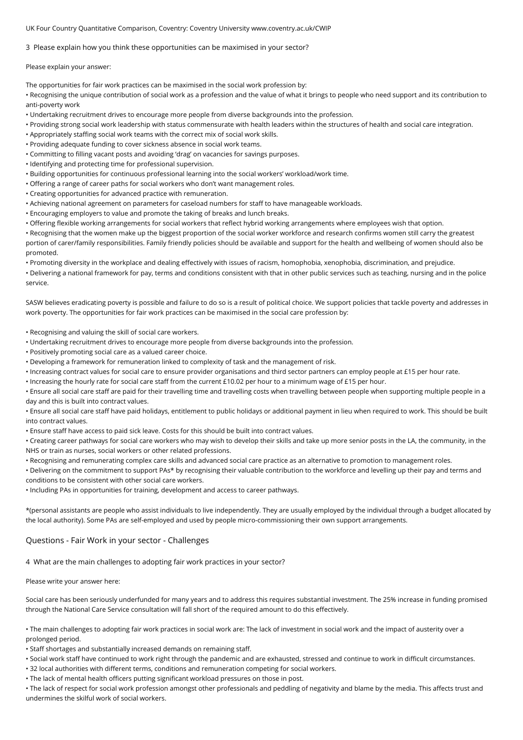UK Four Country Quantitative Comparison, Coventry: Coventry University www.coventry.ac.uk/CWIP

3 Please explain how you think these opportunities can be maximised in your sector?

Please explain your answer:

The opportunities for fair work practices can be maximised in the social work profession by:

- Recognising the unique contribution of social work as a profession and the value of what it brings to people who need support and its contribution to anti-poverty work
- Undertaking recruitment drives to encourage more people from diverse backgrounds into the profession.
- Providing strong social work leadership with status commensurate with health leaders within the structures of health and social care integration.
- Appropriately staffing social work teams with the correct mix of social work skills.
- Providing adequate funding to cover sickness absence in social work teams.
- Committing to filling vacant posts and avoiding 'drag' on vacancies for savings purposes.
- Identifying and protecting time for professional supervision.
- Building opportunities for continuous professional learning into the social workers' workload/work time.
- Offering a range of career paths for social workers who don't want management roles.
- Creating opportunities for advanced practice with remuneration.
- Achieving national agreement on parameters for caseload numbers for staff to have manageable workloads.
- Encouraging employers to value and promote the taking of breaks and lunch breaks.
- Offering flexible working arrangements for social workers that reflect hybrid working arrangements where employees wish that option.
- Recognising that the women make up the biggest proportion of the social worker workforce and research confirms women still carry the greatest portion of carer/family responsibilities. Family friendly policies should be available and support for the health and wellbeing of women should also be promoted.
- Promoting diversity in the workplace and dealing effectively with issues of racism, homophobia, xenophobia, discrimination, and prejudice.
- Delivering a national framework for pay, terms and conditions consistent with that in other public services such as teaching, nursing and in the police service.

SASW believes eradicating poverty is possible and failure to do so is a result of political choice. We support policies that tackle poverty and addresses in work poverty. The opportunities for fair work practices can be maximised in the social care profession by:

- Recognising and valuing the skill of social care workers.
- Undertaking recruitment drives to encourage more people from diverse backgrounds into the profession.
- Positively promoting social care as a valued career choice.
- Developing a framework for remuneration linked to complexity of task and the management of risk.
- Increasing contract values for social care to ensure provider organisations and third sector partners can employ people at £15 per hour rate.
- Increasing the hourly rate for social care staff from the current £10.02 per hour to a minimum wage of £15 per hour.
- Ensure all social care staff are paid for their travelling time and travelling costs when travelling between people when supporting multiple people in a day and this is built into contract values.
- Ensure all social care staff have paid holidays, entitlement to public holidays or additional payment in lieu when required to work. This should be built into contract values.
- Ensure staff have access to paid sick leave. Costs for this should be built into contract values.
- Creating career pathways for social care workers who may wish to develop their skills and take up more senior posts in the LA, the community, in the NHS or train as nurses, social workers or other related professions.
- Recognising and remunerating complex care skills and advanced social care practice as an alternative to promotion to management roles.
- Delivering on the commitment to support PAs* by recognising their valuable contribution to the workforce and levelling up their pay and terms and conditions to be consistent with other social care workers.
- Including PAs in opportunities for training, development and access to career pathways.

*(personal assistants are people who assist individuals to live independently. They are usually employed by the individual through a budget allocated by the local authority). Some PAs are self-employed and used by people micro-commissioning their own support arrangements.

## Questions - Fair Work in your sector - Challenges

4 What are the main challenges to adopting fair work practices in your sector?

Please write your answer here:

Social care has been seriously underfunded for many years and to address this requires substantial investment. The 25% increase in funding promised through the National Care Service consultation will fall short of the required amount to do this effectively.

- The main challenges to adopting fair work practices in social work are: The lack of investment in social work and the impact of austerity over a prolonged period.
- Staff shortages and substantially increased demands on remaining staff.
- Social work staff have continued to work right through the pandemic and are exhausted, stressed and continue to work in difficult circumstances.
- 32 local authorities with different terms, conditions and remuneration competing for social workers.
- The lack of mental health officers putting significant workload pressures on those in post.
- The lack of respect for social work profession amongst other professionals and peddling of negativity and blame by the media. This affects trust and undermines the skilful work of social workers.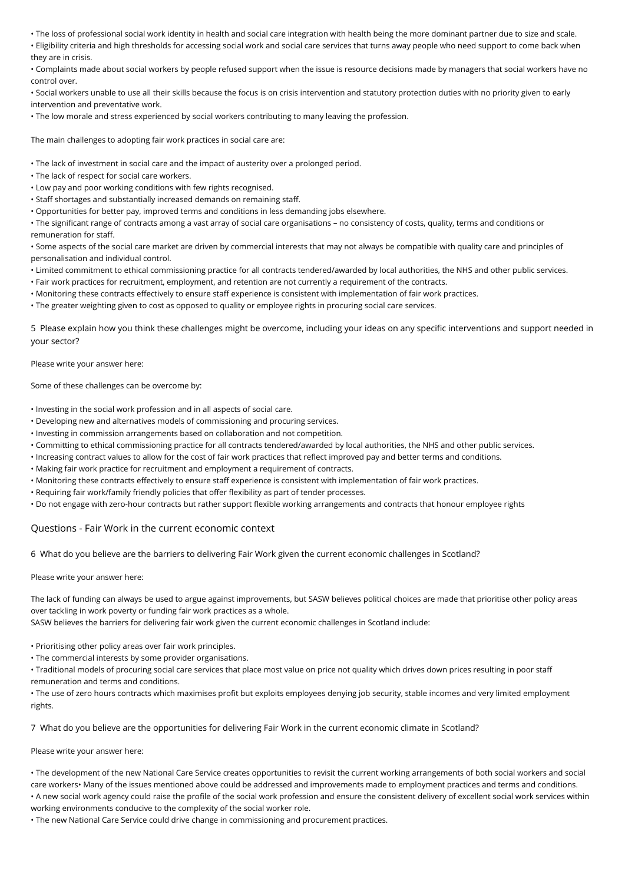- The loss of professional social work identity in health and social care integration with health being the more dominant partner due to size and scale.
- Eligibility criteria and high thresholds for accessing social work and social care services that turns away people who need support to come back when they are in crisis.
- Complaints made about social workers by people refused support when the issue is resource decisions made by managers that social workers have no control over.
- Social workers unable to use all their skills because the focus is on crisis intervention and statutory protection duties with no priority given to early intervention and preventative work.
- The low morale and stress experienced by social workers contributing to many leaving the profession.

The main challenges to adopting fair work practices in social care are:

- The lack of investment in social care and the impact of austerity over a prolonged period.
- The lack of respect for social care workers.
- Low pay and poor working conditions with few rights recognised.
- Staff shortages and substantially increased demands on remaining staff.
- Opportunities for better pay, improved terms and conditions in less demanding jobs elsewhere.
- The significant range of contracts among a vast array of social care organisations – no consistency of costs, quality, terms and conditions or remuneration for staff.
- Some aspects of the social care market are driven by commercial interests that may not always be compatible with quality care and principles of personalisation and individual control.
- Limited commitment to ethical commissioning practice for all contracts tendered/awarded by local authorities, the NHS and other public services.
- Fair work practices for recruitment, employment, and retention are not currently a requirement of the contracts.
- Monitoring these contracts effectively to ensure staff experience is consistent with implementation of fair work practices.
- The greater weighting given to cost as opposed to quality or employee rights in procuring social care services.

5 Please explain how you think these challenges might be overcome, including your ideas on any specific interventions and support needed in your sector?

Please write your answer here:

Some of these challenges can be overcome by:

- Investing in the social work profession and in all aspects of social care.
- Developing new and alternatives models of commissioning and procuring services.
- Investing in commission arrangements based on collaboration and not competition.
- Committing to ethical commissioning practice for all contracts tendered/awarded by local authorities, the NHS and other public services.
- Increasing contract values to allow for the cost of fair work practices that reflect improved pay and better terms and conditions.
- Making fair work practice for recruitment and employment a requirement of contracts.
- Monitoring these contracts effectively to ensure staff experience is consistent with implementation of fair work practices.
- Requiring fair work/family friendly policies that offer flexibility as part of tender processes.
- Do not engage with zero-hour contracts but rather support flexible working arrangements and contracts that honour employee rights

## Questions - Fair Work in the current economic context

6 What do you believe are the barriers to delivering Fair Work given the current economic challenges in Scotland?

Please write your answer here:

The lack of funding can always be used to argue against improvements, but SASW believes political choices are made that prioritise other policy areas over tackling in work poverty or funding fair work practices as a whole.
SASW believes the barriers for delivering fair work given the current economic challenges in Scotland include:

- Prioritising other policy areas over fair work principles.
- The commercial interests by some provider organisations.
- Traditional models of procuring social care services that place most value on price not quality which drives down prices resulting in poor staff remuneration and terms and conditions.
- The use of zero hours contracts which maximises profit but exploits employees denying job security, stable incomes and very limited employment rights.

7 What do you believe are the opportunities for delivering Fair Work in the current economic climate in Scotland?

Please write your answer here:

- The development of the new National Care Service creates opportunities to revisit the current working arrangements of both social workers and social care workers• Many of the issues mentioned above could be addressed and improvements made to employment practices and terms and conditions.
- A new social work agency could raise the profile of the social work profession and ensure the consistent delivery of excellent social work services within working environments conducive to the complexity of the social worker role.
- The new National Care Service could drive change in commissioning and procurement practices.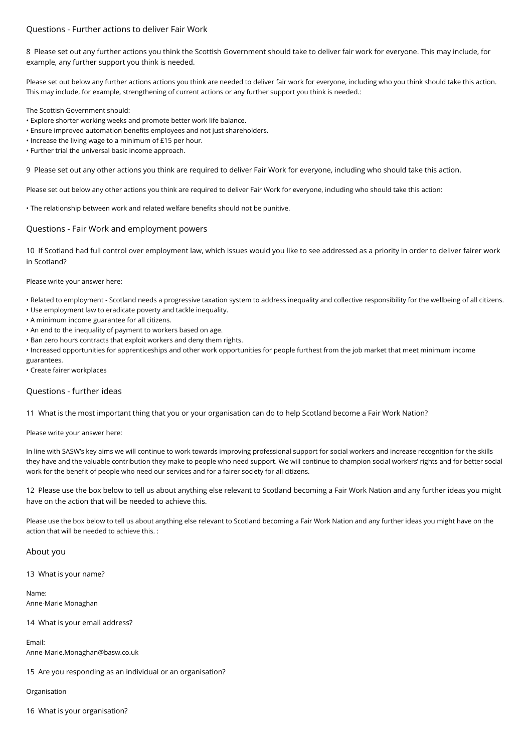## Questions - Further actions to deliver Fair Work

8 Please set out any further actions you think the Scottish Government should take to deliver fair work for everyone. This may include, for example, any further support you think is needed.

Please set out below any further actions actions you think are needed to deliver fair work for everyone, including who you think should take this action. This may include, for example, strengthening of current actions or any further support you think is needed.:

The Scottish Government should:

- Explore shorter working weeks and promote better work life balance.
- Ensure improved automation benefits employees and not just shareholders.
- Increase the living wage to a minimum of £15 per hour.
- Further trial the universal basic income approach.

9 Please set out any other actions you think are required to deliver Fair Work for everyone, including who should take this action.

Please set out below any other actions you think are required to deliver Fair Work for everyone, including who should take this action:

- The relationship between work and related welfare benefits should not be punitive.

## Questions - Fair Work and employment powers

10 If Scotland had full control over employment law, which issues would you like to see addressed as a priority in order to deliver fairer work in Scotland?

Please write your answer here:

- Related to employment - Scotland needs a progressive taxation system to address inequality and collective responsibility for the wellbeing of all citizens.
- Use employment law to eradicate poverty and tackle inequality.
- A minimum income guarantee for all citizens.
- An end to the inequality of payment to workers based on age.
- Ban zero hours contracts that exploit workers and deny them rights.
- Increased opportunities for apprenticeships and other work opportunities for people furthest from the job market that meet minimum income guarantees.
- Create fairer workplaces

## Questions - further ideas

11 What is the most important thing that you or your organisation can do to help Scotland become a Fair Work Nation?

Please write your answer here:

In line with SASW's key aims we will continue to work towards improving professional support for social workers and increase recognition for the skills they have and the valuable contribution they make to people who need support. We will continue to champion social workers' rights and for better social work for the benefit of people who need our services and for a fairer society for all citizens.

12 Please use the box below to tell us about anything else relevant to Scotland becoming a Fair Work Nation and any further ideas you might have on the action that will be needed to achieve this.

Please use the box below to tell us about anything else relevant to Scotland becoming a Fair Work Nation and any further ideas you might have on the action that will be needed to achieve this. :

## About you

13 What is your name?

Name:
Anne-Marie Monaghan

14 What is your email address?

Email:
Anne-Marie.Monaghan@basw.co.uk

15 Are you responding as an individual or an organisation?

Organisation

16 What is your organisation?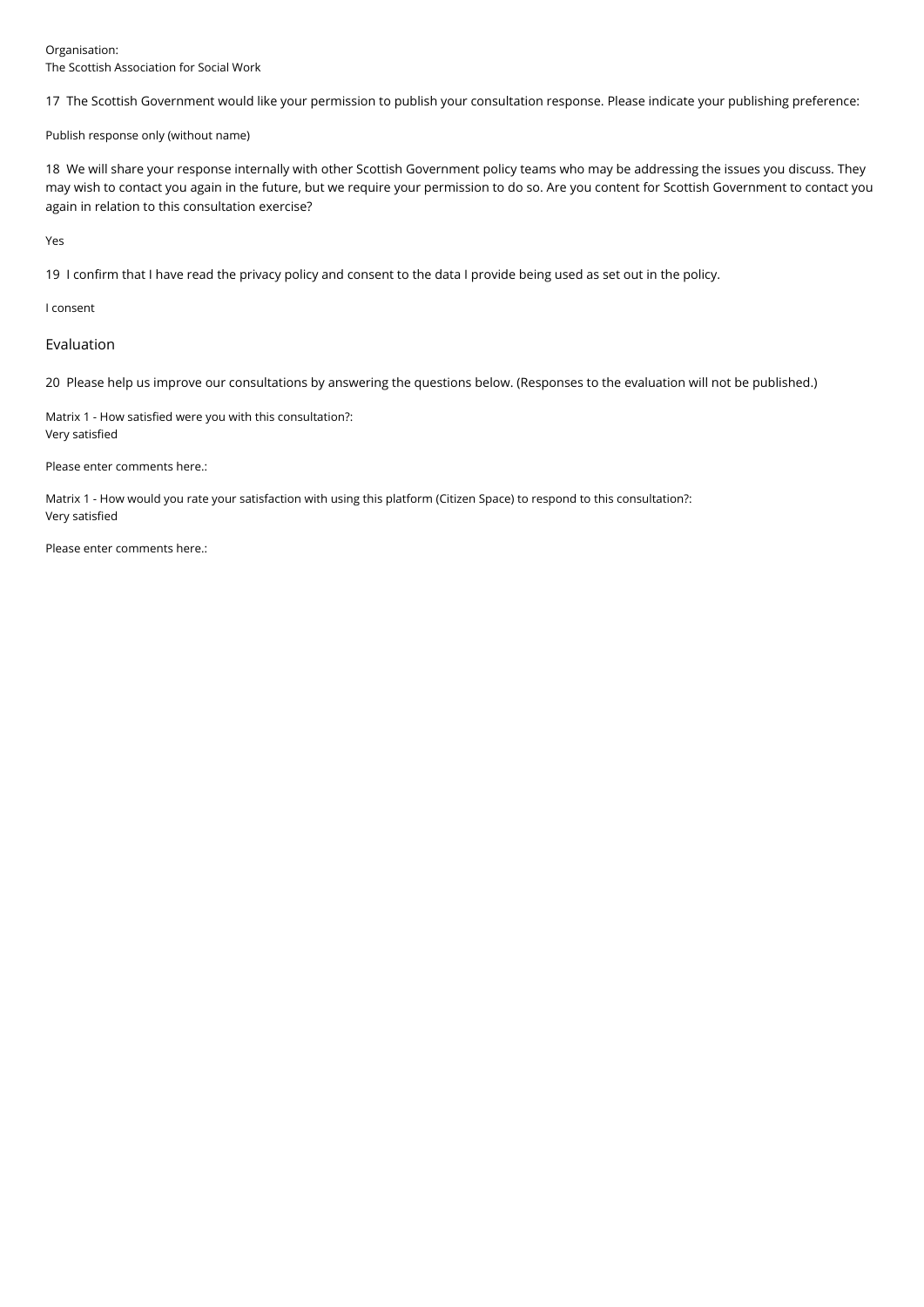Organisation:
The Scottish Association for Social Work

17 The Scottish Government would like your permission to publish your consultation response. Please indicate your publishing preference:

Publish response only (without name)

18 We will share your response internally with other Scottish Government policy teams who may be addressing the issues you discuss. They may wish to contact you again in the future, but we require your permission to do so. Are you content for Scottish Government to contact you again in relation to this consultation exercise?

Yes

19 I confirm that I have read the privacy policy and consent to the data I provide being used as set out in the policy.

I consent

## Evaluation

20 Please help us improve our consultations by answering the questions below. (Responses to the evaluation will not be published.)

Matrix 1 - How satisfied were you with this consultation?:
Very satisfied

Please enter comments here.:

Matrix 1 - How would you rate your satisfaction with using this platform (Citizen Space) to respond to this consultation?:
Very satisfied

Please enter comments here.: